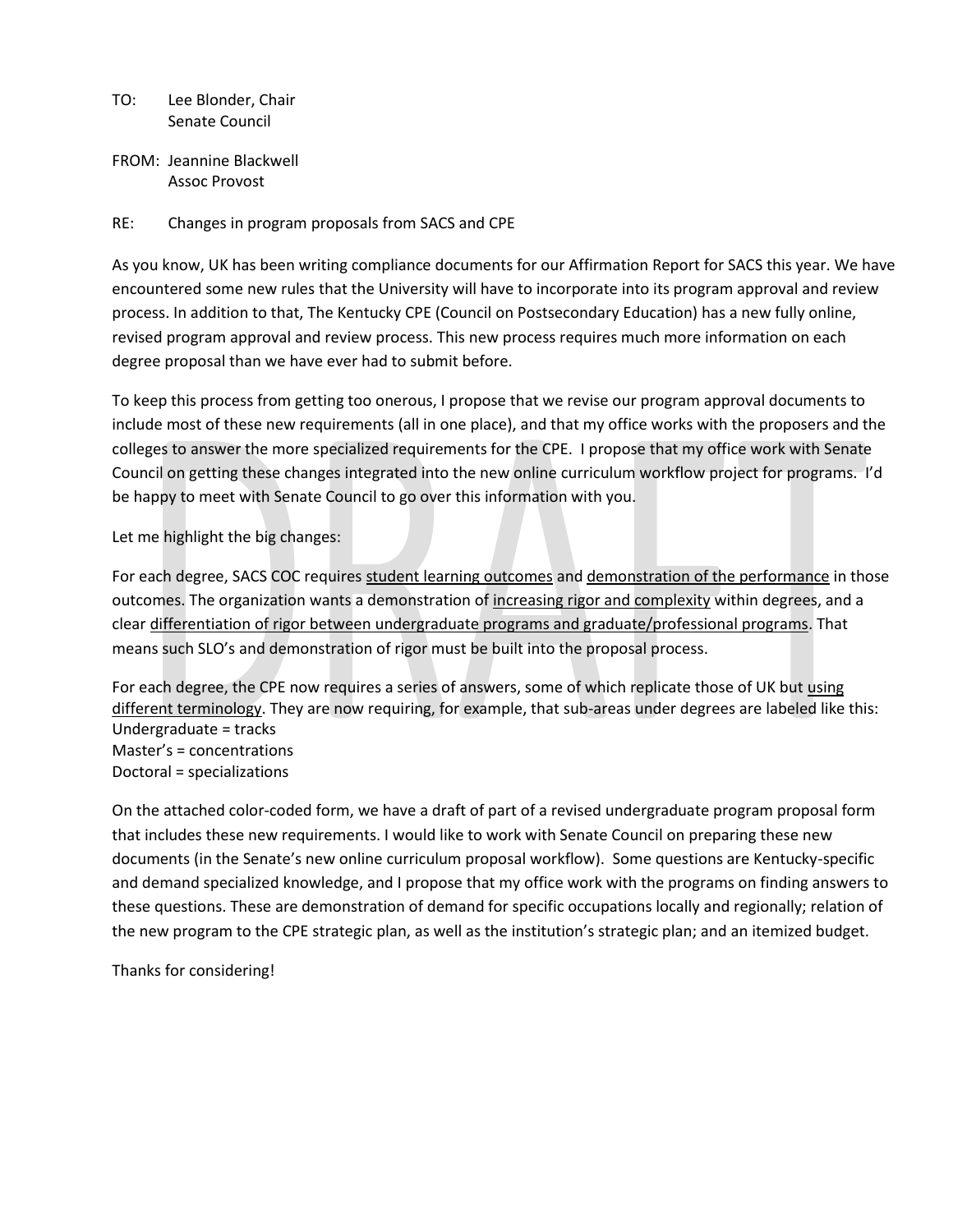TO: Lee Blonder, Chair
Senate Council

FROM: Jeannine Blackwell
Assoc Provost

RE: Changes in program proposals from SACS and CPE

As you know, UK has been writing compliance documents for our Affirmation Report for SACS this year. We have encountered some new rules that the University will have to incorporate into its program approval and review process. In addition to that, The Kentucky CPE (Council on Postsecondary Education) has a new fully online, revised program approval and review process. This new process requires much more information on each degree proposal than we have ever had to submit before.

To keep this process from getting too onerous, I propose that we revise our program approval documents to include most of these new requirements (all in one place), and that my office works with the proposers and the colleges to answer the more specialized requirements for the CPE. I propose that my office work with Senate Council on getting these changes integrated into the new online curriculum workflow project for programs. I'd be happy to meet with Senate Council to go over this information with you.

Let me highlight the big changes:

For each degree, SACS COC requires <u>student learning outcomes</u> and <u>demonstration of the performance</u> in those outcomes. The organization wants a demonstration of <u>increasing rigor and complexity</u> within degrees, and a clear <u>differentiation of rigor between undergraduate programs and graduate/professional programs</u>. That means such SLO's and demonstration of rigor must be built into the proposal process.

For each degree, the CPE now requires a series of answers, some of which replicate those of UK but <u>using different terminology</u>. They are now requiring, for example, that sub-areas under degrees are labeled like this:
Undergraduate = tracks
Master's = concentrations
Doctoral = specializations

On the attached color-coded form, we have a draft of part of a revised undergraduate program proposal form that includes these new requirements. I would like to work with Senate Council on preparing these new documents (in the Senate's new online curriculum proposal workflow). Some questions are Kentucky-specific and demand specialized knowledge, and I propose that my office work with the programs on finding answers to these questions. These are demonstration of demand for specific occupations locally and regionally; relation of the new program to the CPE strategic plan, as well as the institution's strategic plan; and an itemized budget.

Thanks for considering!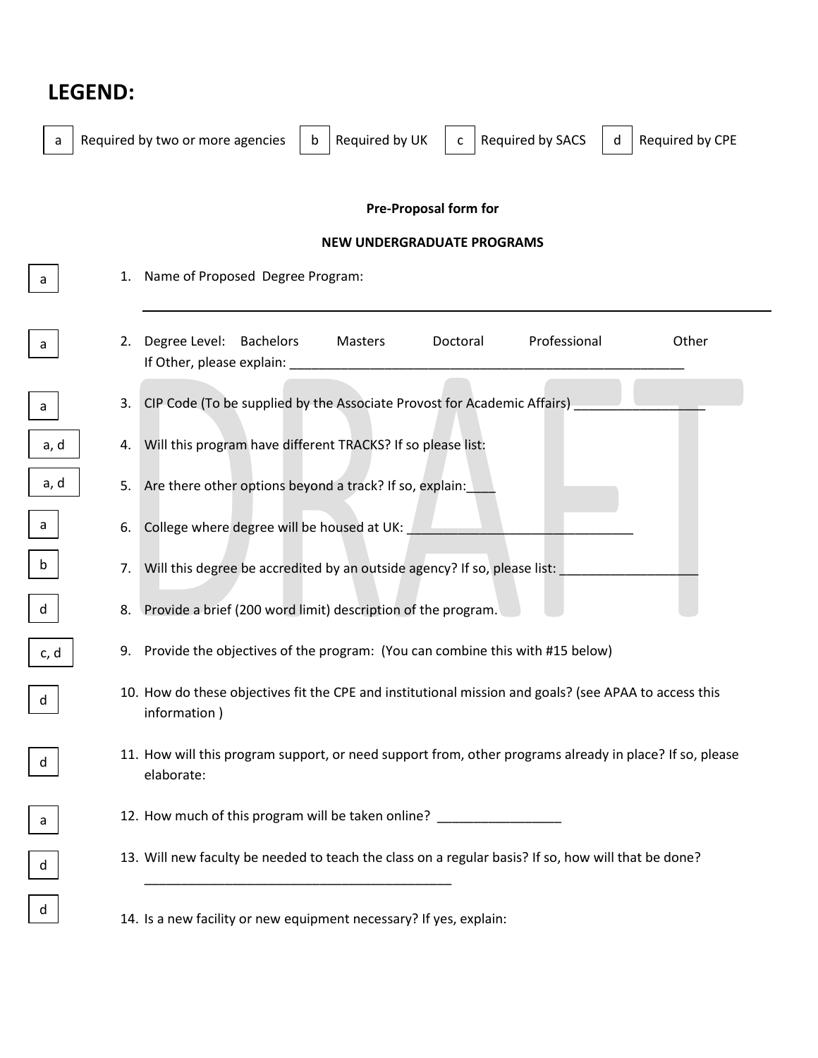# LEGEND:

| a | Required by two or more agencies | b | Required by UK | c | Required by SACS | d | Required by CPE |
|---|---|---|---|---|---|---|---|

**Pre-Proposal form for**

**NEW UNDERGRADUATE PROGRAMS**

| Code | Item |
|---|---|
| a | 1. Name of Proposed Degree Program: ____________________________________________ |
| a | 2. Degree Level: Bachelors Masters Doctoral Professional Other<br>If Other, please explain: ____________________________________________ |
| a | 3. CIP Code (To be supplied by the Associate Provost for Academic Affairs) __________________ |
| a, d | 4. Will this program have different TRACKS? If so please list: |
| a, d | 5. Are there other options beyond a track? If so, explain:____ |
| a | 6. College where degree will be housed at UK: _______________________________ |
| b | 7. Will this degree be accredited by an outside agency? If so, please list: ___________________ |
| d | 8. Provide a brief (200 word limit) description of the program. |
| c, d | 9. Provide the objectives of the program: (You can combine this with #15 below) |
| d | 10. How do these objectives fit the CPE and institutional mission and goals? (see APAA to access this information ) |
| d | 11. How will this program support, or need support from, other programs already in place? If so, please elaborate: |
| a | 12. How much of this program will be taken online? _________________ |
| d | 13. Will new faculty be needed to teach the class on a regular basis? If so, how will that be done?<br>__________________________________________ |
| d | 14. Is a new facility or new equipment necessary? If yes, explain: |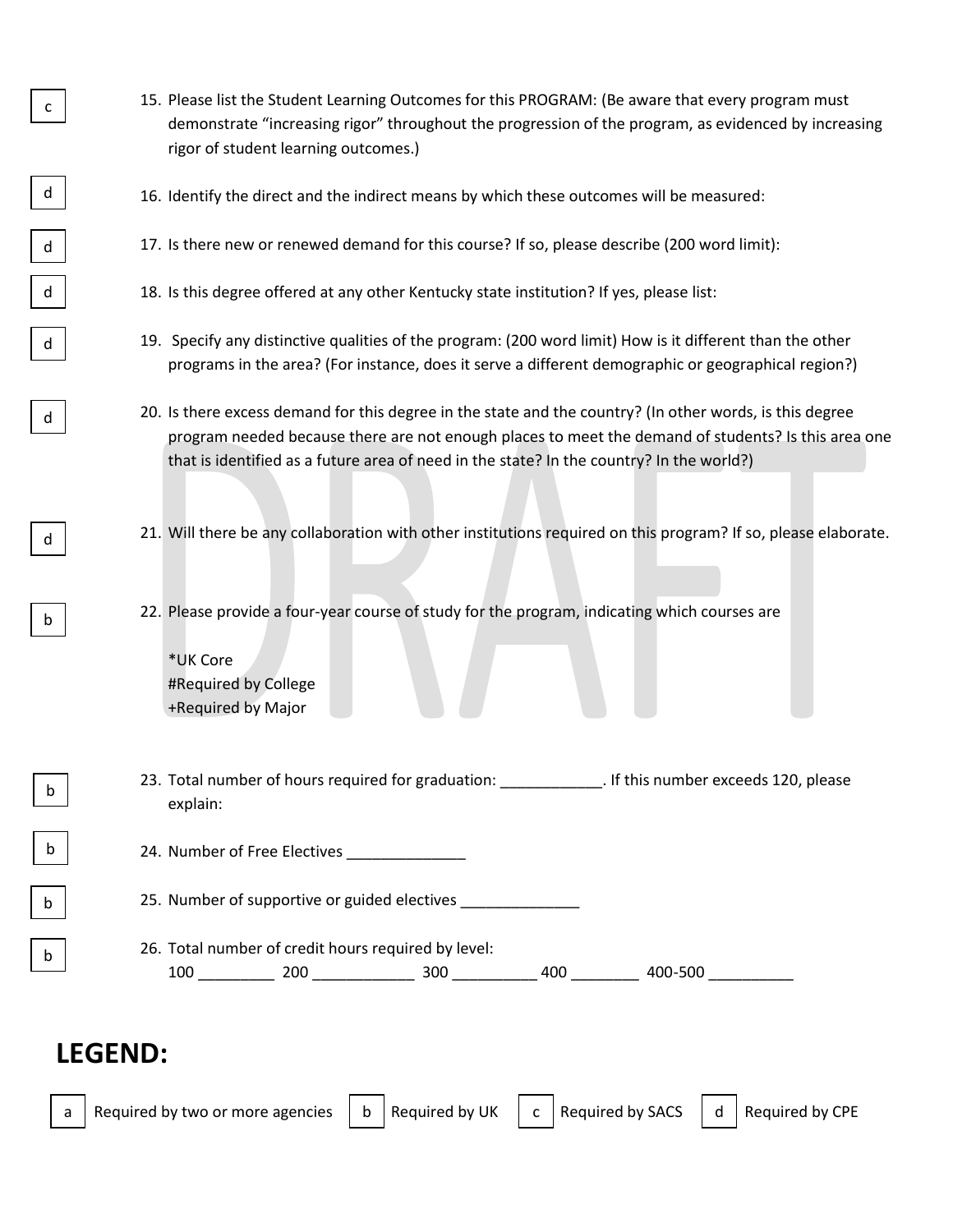c — 15. Please list the Student Learning Outcomes for this PROGRAM: (Be aware that every program must demonstrate "increasing rigor" throughout the progression of the program, as evidenced by increasing rigor of student learning outcomes.)

d — 16. Identify the direct and the indirect means by which these outcomes will be measured:

d — 17. Is there new or renewed demand for this course? If so, please describe (200 word limit):

d — 18. Is this degree offered at any other Kentucky state institution? If yes, please list:

d — 19. Specify any distinctive qualities of the program: (200 word limit) How is it different than the other programs in the area? (For instance, does it serve a different demographic or geographical region?)

d — 20. Is there excess demand for this degree in the state and the country? (In other words, is this degree program needed because there are not enough places to meet the demand of students? Is this area one that is identified as a future area of need in the state? In the country? In the world?)

d — 21. Will there be any collaboration with other institutions required on this program? If so, please elaborate.

b — 22. Please provide a four-year course of study for the program, indicating which courses are

*UK Core
#Required by College
+Required by Major

b — 23. Total number of hours required for graduation: ____________. If this number exceeds 120, please explain:

b — 24. Number of Free Electives ______________

b — 25. Number of supportive or guided electives ______________

b — 26. Total number of credit hours required by level:
100 _________ 200 ____________ 300 __________ 400 ________ 400-500 __________

## LEGEND:

| Code | Meaning |
|---|---|
| a | Required by two or more agencies |
| b | Required by UK |
| c | Required by SACS |
| d | Required by CPE |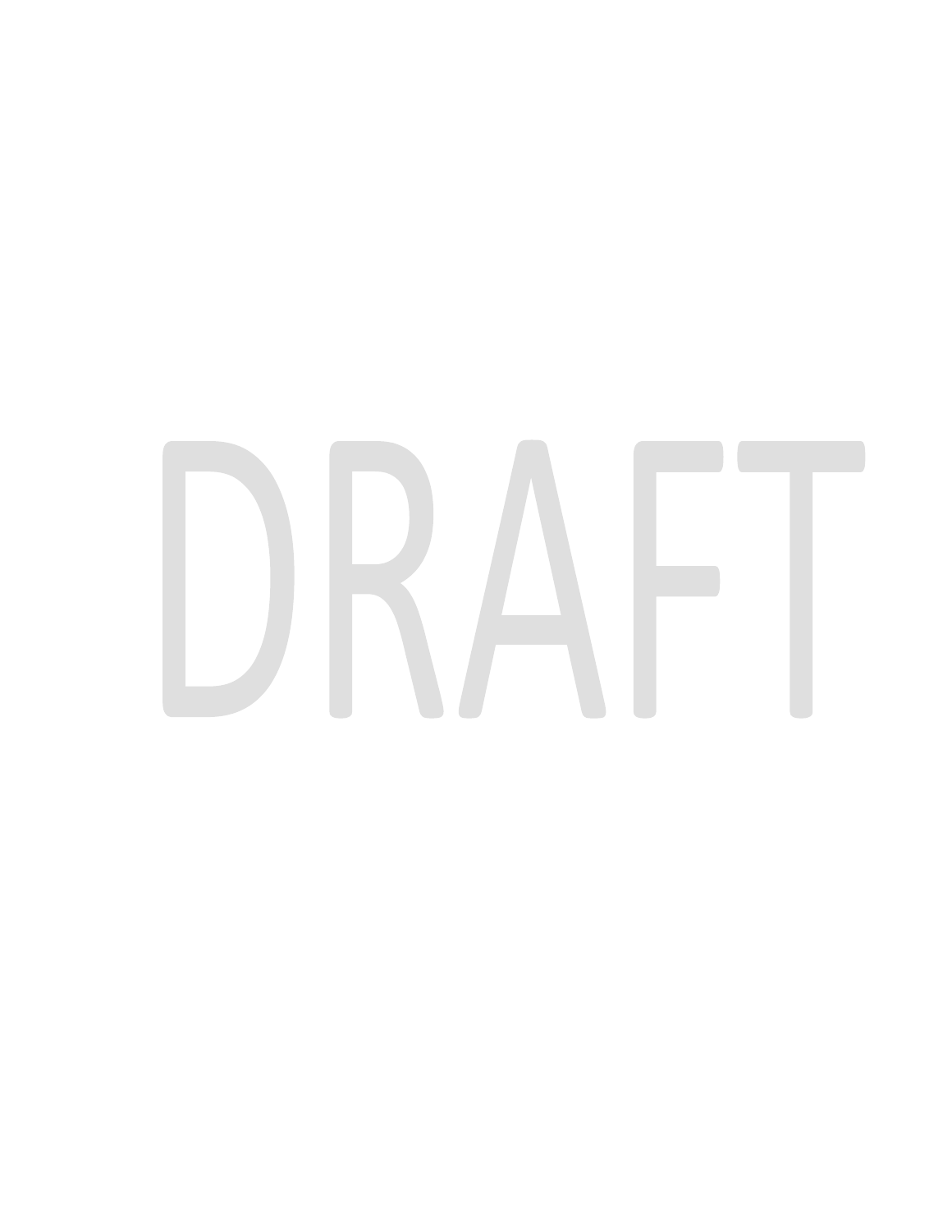DRAFT